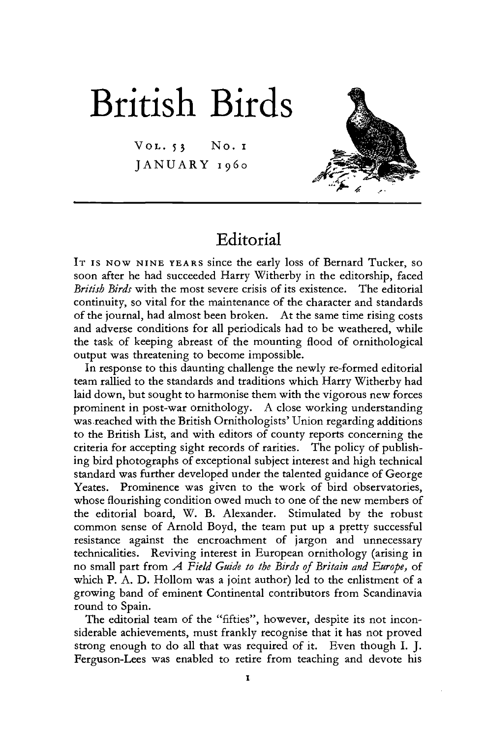# British Birds

VOL. 53 NO. 1
JANUARY 1960

## Editorial

IT IS NOW NINE YEARS since the early loss of Bernard Tucker, so soon after he had succeeded Harry Witherby in the editorship, faced *British Birds* with the most severe crisis of its existence. The editorial continuity, so vital for the maintenance of the character and standards of the journal, had almost been broken. At the same time rising costs and adverse conditions for all periodicals had to be weathered, while the task of keeping abreast of the mounting flood of ornithological output was threatening to become impossible.

In response to this daunting challenge the newly re-formed editorial team rallied to the standards and traditions which Harry Witherby had laid down, but sought to harmonise them with the vigorous new forces prominent in post-war ornithology. A close working understanding was reached with the British Ornithologists' Union regarding additions to the British List, and with editors of county reports concerning the criteria for accepting sight records of rarities. The policy of publishing bird photographs of exceptional subject interest and high technical standard was further developed under the talented guidance of George Yeates. Prominence was given to the work of bird observatories, whose flourishing condition owed much to one of the new members of the editorial board, W. B. Alexander. Stimulated by the robust common sense of Arnold Boyd, the team put up a pretty successful resistance against the encroachment of jargon and unnecessary technicalities. Reviving interest in European ornithology (arising in no small part from *A Field Guide to the Birds of Britain and Europe*, of which P. A. D. Hollom was a joint author) led to the enlistment of a growing band of eminent Continental contributors from Scandinavia round to Spain.

The editorial team of the "fifties", however, despite its not inconsiderable achievements, must frankly recognise that it has not proved strong enough to do all that was required of it. Even though I. J. Ferguson-Lees was enabled to retire from teaching and devote his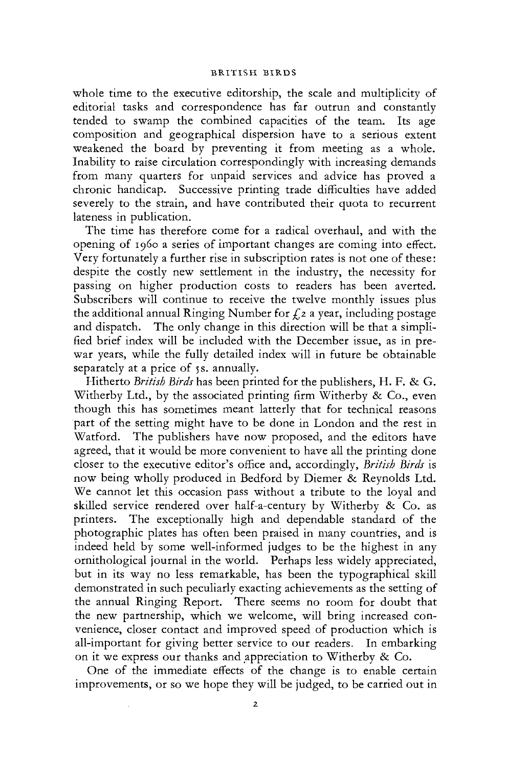whole time to the executive editorship, the scale and multiplicity of editorial tasks and correspondence has far outrun and constantly tended to swamp the combined capacities of the team. Its age composition and geographical dispersion have to a serious extent weakened the board by preventing it from meeting as a whole. Inability to raise circulation correspondingly with increasing demands from many quarters for unpaid services and advice has proved a chronic handicap. Successive printing trade difficulties have added severely to the strain, and have contributed their quota to recurrent lateness in publication.

The time has therefore come for a radical overhaul, and with the opening of 1960 a series of important changes are coming into effect. Very fortunately a further rise in subscription rates is not one of these: despite the costly new settlement in the industry, the necessity for passing on higher production costs to readers has been averted. Subscribers will continue to receive the twelve monthly issues plus the additional annual Ringing Number for £2 a year, including postage and dispatch. The only change in this direction will be that a simplified brief index will be included with the December issue, as in pre-war years, while the fully detailed index will in future be obtainable separately at a price of 5s. annually.

Hitherto *British Birds* has been printed for the publishers, H. F. & G. Witherby Ltd., by the associated printing firm Witherby & Co., even though this has sometimes meant latterly that for technical reasons part of the setting might have to be done in London and the rest in Watford. The publishers have now proposed, and the editors have agreed, that it would be more convenient to have all the printing done closer to the executive editor's office and, accordingly, *British Birds* is now being wholly produced in Bedford by Diemer & Reynolds Ltd. We cannot let this occasion pass without a tribute to the loyal and skilled service rendered over half-a-century by Witherby & Co. as printers. The exceptionally high and dependable standard of the photographic plates has often been praised in many countries, and is indeed held by some well-informed judges to be the highest in any ornithological journal in the world. Perhaps less widely appreciated, but in its way no less remarkable, has been the typographical skill demonstrated in such peculiarly exacting achievements as the setting of the annual Ringing Report. There seems no room for doubt that the new partnership, which we welcome, will bring increased convenience, closer contact and improved speed of production which is all-important for giving better service to our readers. In embarking on it we express our thanks and appreciation to Witherby & Co.

One of the immediate effects of the change is to enable certain improvements, or so we hope they will be judged, to be carried out in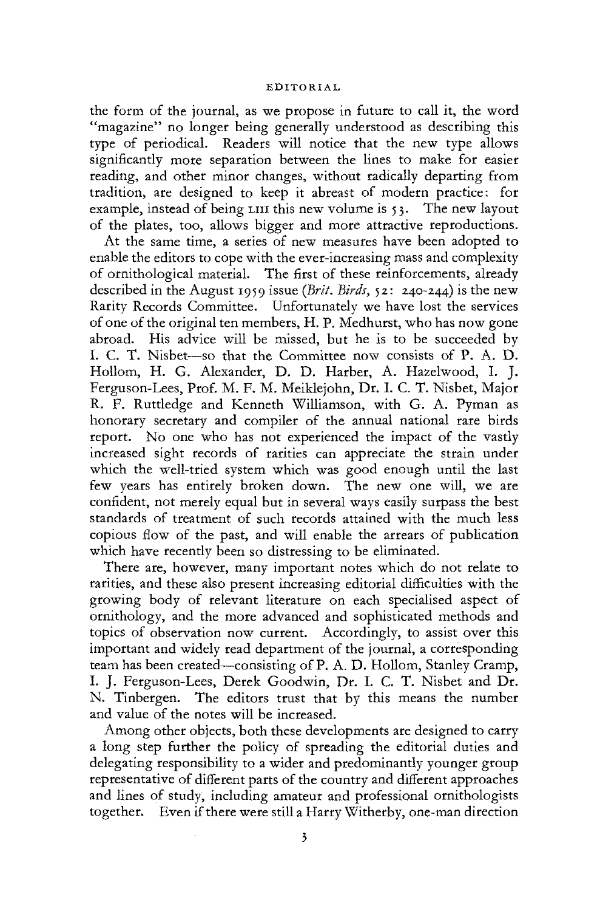the form of the journal, as we propose in future to call it, the word "magazine" no longer being generally understood as describing this type of periodical. Readers will notice that the new type allows significantly more separation between the lines to make for easier reading, and other minor changes, without radically departing from tradition, are designed to keep it abreast of modern practice: for example, instead of being LIII this new volume is 53. The new layout of the plates, too, allows bigger and more attractive reproductions.

At the same time, a series of new measures have been adopted to enable the editors to cope with the ever-increasing mass and complexity of ornithological material. The first of these reinforcements, already described in the August 1959 issue (*Brit. Birds*, 52: 240-244) is the new Rarity Records Committee. Unfortunately we have lost the services of one of the original ten members, H. P. Medhurst, who has now gone abroad. His advice will be missed, but he is to be succeeded by I. C. T. Nisbet—so that the Committee now consists of P. A. D. Hollom, H. G. Alexander, D. D. Harber, A. Hazelwood, I. J. Ferguson-Lees, Prof. M. F. M. Meiklejohn, Dr. I. C. T. Nisbet, Major R. F. Ruttledge and Kenneth Williamson, with G. A. Pyman as honorary secretary and compiler of the annual national rare birds report. No one who has not experienced the impact of the vastly increased sight records of rarities can appreciate the strain under which the well-tried system which was good enough until the last few years has entirely broken down. The new one will, we are confident, not merely equal but in several ways easily surpass the best standards of treatment of such records attained with the much less copious flow of the past, and will enable the arrears of publication which have recently been so distressing to be eliminated.

There are, however, many important notes which do not relate to rarities, and these also present increasing editorial difficulties with the growing body of relevant literature on each specialised aspect of ornithology, and the more advanced and sophisticated methods and topics of observation now current. Accordingly, to assist over this important and widely read department of the journal, a corresponding team has been created—consisting of P. A. D. Hollom, Stanley Cramp, I. J. Ferguson-Lees, Derek Goodwin, Dr. I. C. T. Nisbet and Dr. N. Tinbergen. The editors trust that by this means the number and value of the notes will be increased.

Among other objects, both these developments are designed to carry a long step further the policy of spreading the editorial duties and delegating responsibility to a wider and predominantly younger group representative of different parts of the country and different approaches and lines of study, including amateur and professional ornithologists together. Even if there were still a Harry Witherby, one-man direction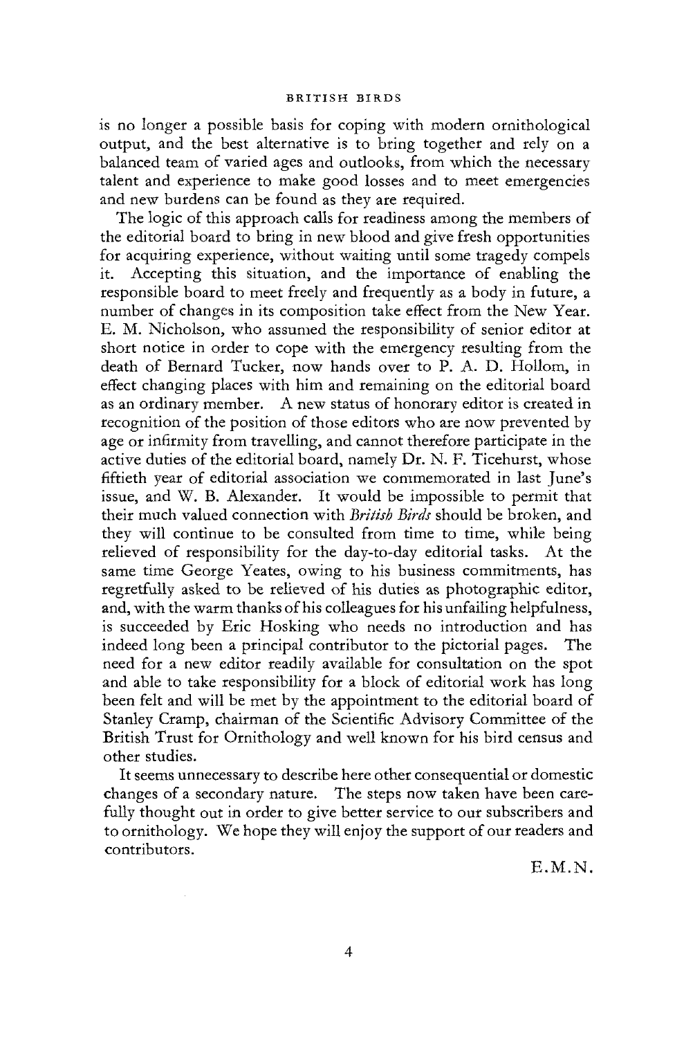is no longer a possible basis for coping with modern ornithological output, and the best alternative is to bring together and rely on a balanced team of varied ages and outlooks, from which the necessary talent and experience to make good losses and to meet emergencies and new burdens can be found as they are required.

The logic of this approach calls for readiness among the members of the editorial board to bring in new blood and give fresh opportunities for acquiring experience, without waiting until some tragedy compels it. Accepting this situation, and the importance of enabling the responsible board to meet freely and frequently as a body in future, a number of changes in its composition take effect from the New Year. E. M. Nicholson, who assumed the responsibility of senior editor at short notice in order to cope with the emergency resulting from the death of Bernard Tucker, now hands over to P. A. D. Hollom, in effect changing places with him and remaining on the editorial board as an ordinary member. A new status of honorary editor is created in recognition of the position of those editors who are now prevented by age or infirmity from travelling, and cannot therefore participate in the active duties of the editorial board, namely Dr. N. F. Ticehurst, whose fiftieth year of editorial association we commemorated in last June's issue, and W. B. Alexander. It would be impossible to permit that their much valued connection with *British Birds* should be broken, and they will continue to be consulted from time to time, while being relieved of responsibility for the day-to-day editorial tasks. At the same time George Yeates, owing to his business commitments, has regretfully asked to be relieved of his duties as photographic editor, and, with the warm thanks of his colleagues for his unfailing helpfulness, is succeeded by Eric Hosking who needs no introduction and has indeed long been a principal contributor to the pictorial pages. The need for a new editor readily available for consultation on the spot and able to take responsibility for a block of editorial work has long been felt and will be met by the appointment to the editorial board of Stanley Cramp, chairman of the Scientific Advisory Committee of the British Trust for Ornithology and well known for his bird census and other studies.

It seems unnecessary to describe here other consequential or domestic changes of a secondary nature. The steps now taken have been carefully thought out in order to give better service to our subscribers and to ornithology. We hope they will enjoy the support of our readers and contributors.

E.M.N.